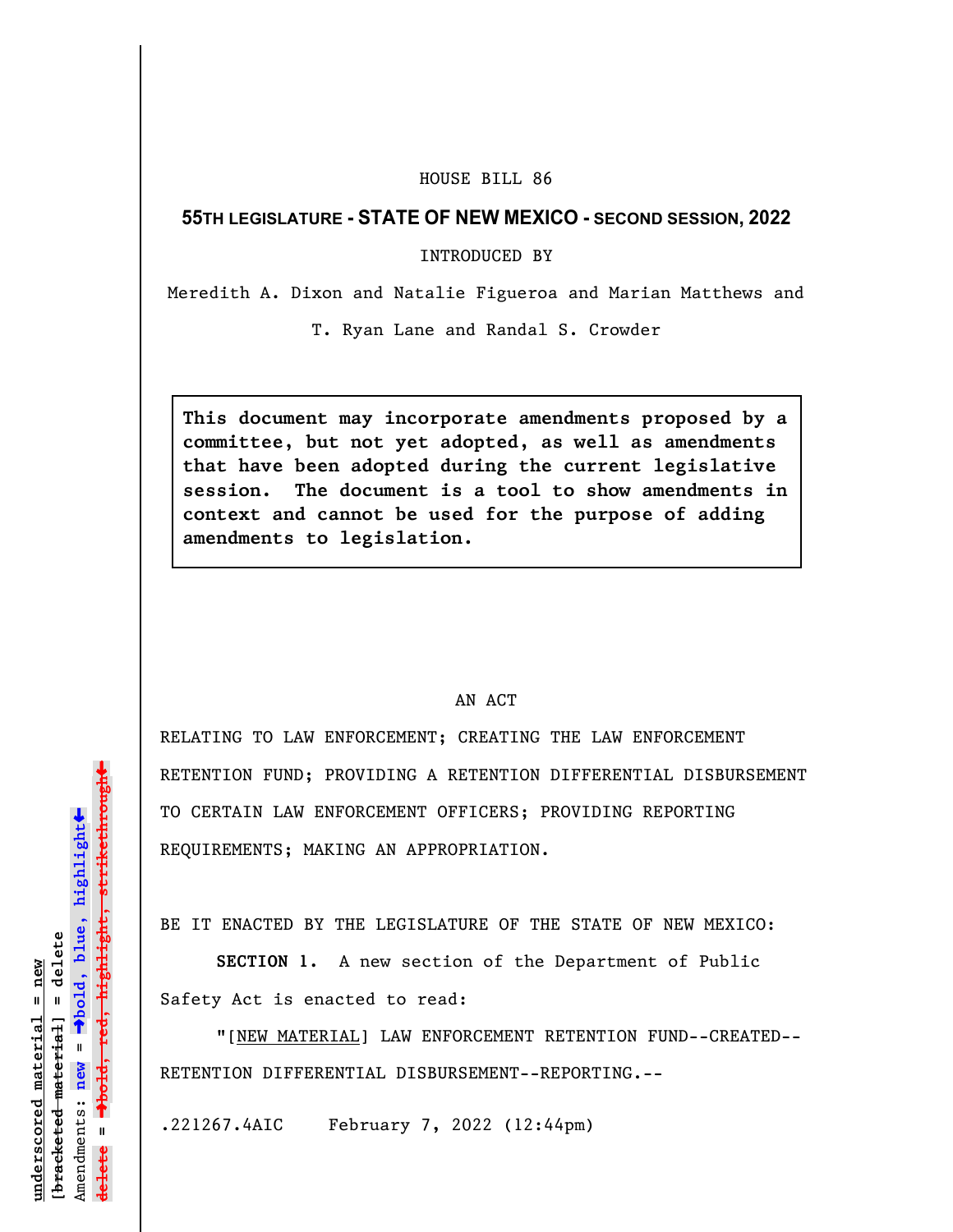HOUSE BILL 86

**55TH LEGISLATURE - STATE OF NEW MEXICO - SECOND SESSION, 2022**

INTRODUCED BY

Meredith A. Dixon and Natalie Figueroa and Marian Matthews and T. Ryan Lane and Randal S. Crowder

**This document may incorporate amendments proposed by a committee, but not yet adopted, as well as amendments that have been adopted during the current legislative session. The document is a tool to show amendments in context and cannot be used for the purpose of adding amendments to legislation.**

AN ACT

RELATING TO LAW ENFORCEMENT; CREATING THE LAW ENFORCEMENT RETENTION FUND; PROVIDING A RETENTION DIFFERENTIAL DISBURSEMENT TO CERTAIN LAW ENFORCEMENT OFFICERS; PROVIDING REPORTING REQUIREMENTS; MAKING AN APPROPRIATION.

BE IT ENACTED BY THE LEGISLATURE OF THE STATE OF NEW MEXICO:

**SECTION 1.** A new section of the Department of Public Safety Act is enacted to read:

"[NEW MATERIAL] LAW ENFORCEMENT RETENTION FUND--CREATED--RETENTION DIFFERENTIAL DISBURSEMENT--REPORTING.--

.221267.4AIC February 7, 2022 (12:44pm)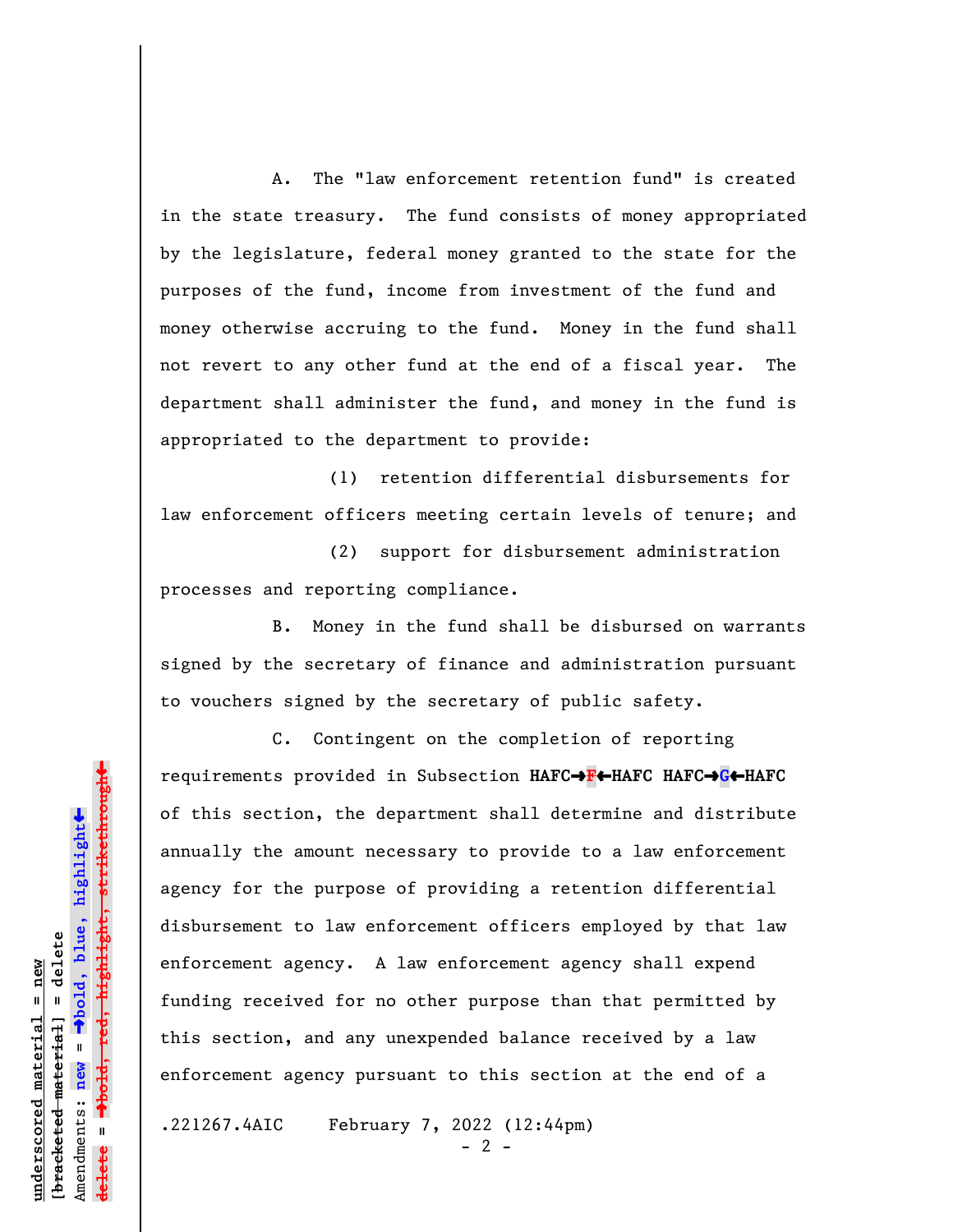A. The "law enforcement retention fund" is created in the state treasury. The fund consists of money appropriated by the legislature, federal money granted to the state for the purposes of the fund, income from investment of the fund and money otherwise accruing to the fund. Money in the fund shall not revert to any other fund at the end of a fiscal year. The department shall administer the fund, and money in the fund is appropriated to the department to provide:

(1) retention differential disbursements for law enforcement officers meeting certain levels of tenure; and

(2) support for disbursement administration processes and reporting compliance.

B. Money in the fund shall be disbursed on warrants signed by the secretary of finance and administration pursuant to vouchers signed by the secretary of public safety.

C. Contingent on the completion of reporting requirements provided in Subsection **HAFC→F←HAFC HAFC→G←HAFC** of this section, the department shall determine and distribute annually the amount necessary to provide to a law enforcement agency for the purpose of providing a retention differential disbursement to law enforcement officers employed by that law enforcement agency. A law enforcement agency shall expend funding received for no other purpose than that permitted by this section, and any unexpended balance received by a law enforcement agency pursuant to this section at the end of a

.221267.4AIC February 7, 2022 (12:44pm)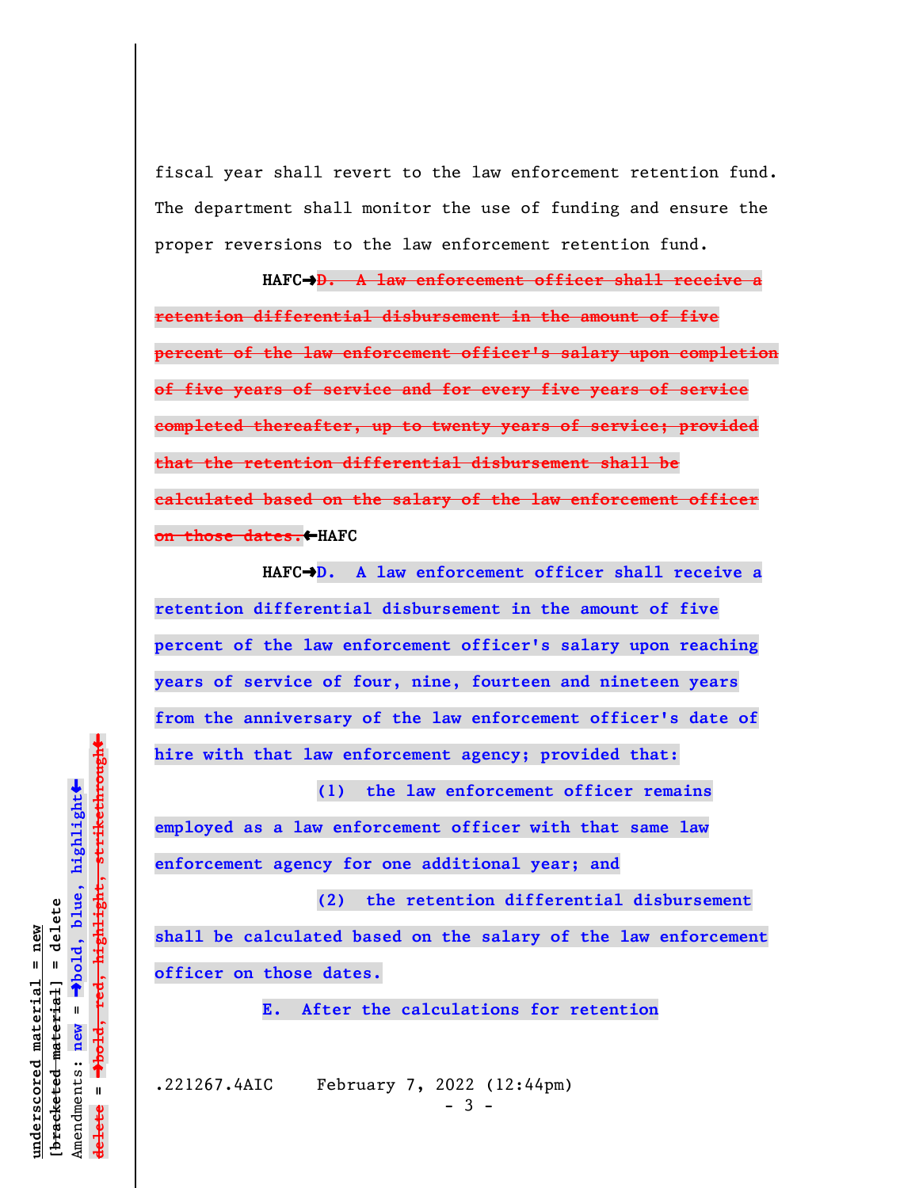fiscal year shall revert to the law enforcement retention fund. The department shall monitor the use of funding and ensure the proper reversions to the law enforcement retention fund.

HAFC→~~D. A law enforcement officer shall receive a retention differential disbursement in the amount of five percent of the law enforcement officer's salary upon completion of five years of service and for every five years of service completed thereafter, up to twenty years of service; provided that the retention differential disbursement shall be calculated based on the salary of the law enforcement officer on those dates.~~←HAFC

HAFC→**D. A law enforcement officer shall receive a retention differential disbursement in the amount of five percent of the law enforcement officer's salary upon reaching years of service of four, nine, fourteen and nineteen years from the anniversary of the law enforcement officer's date of hire with that law enforcement agency; provided that:**

**(1) the law enforcement officer remains employed as a law enforcement officer with that same law enforcement agency for one additional year; and**

**(2) the retention differential disbursement shall be calculated based on the salary of the law enforcement officer on those dates.**

**E. After the calculations for retention**

.221267.4AIC February 7, 2022 (12:44pm)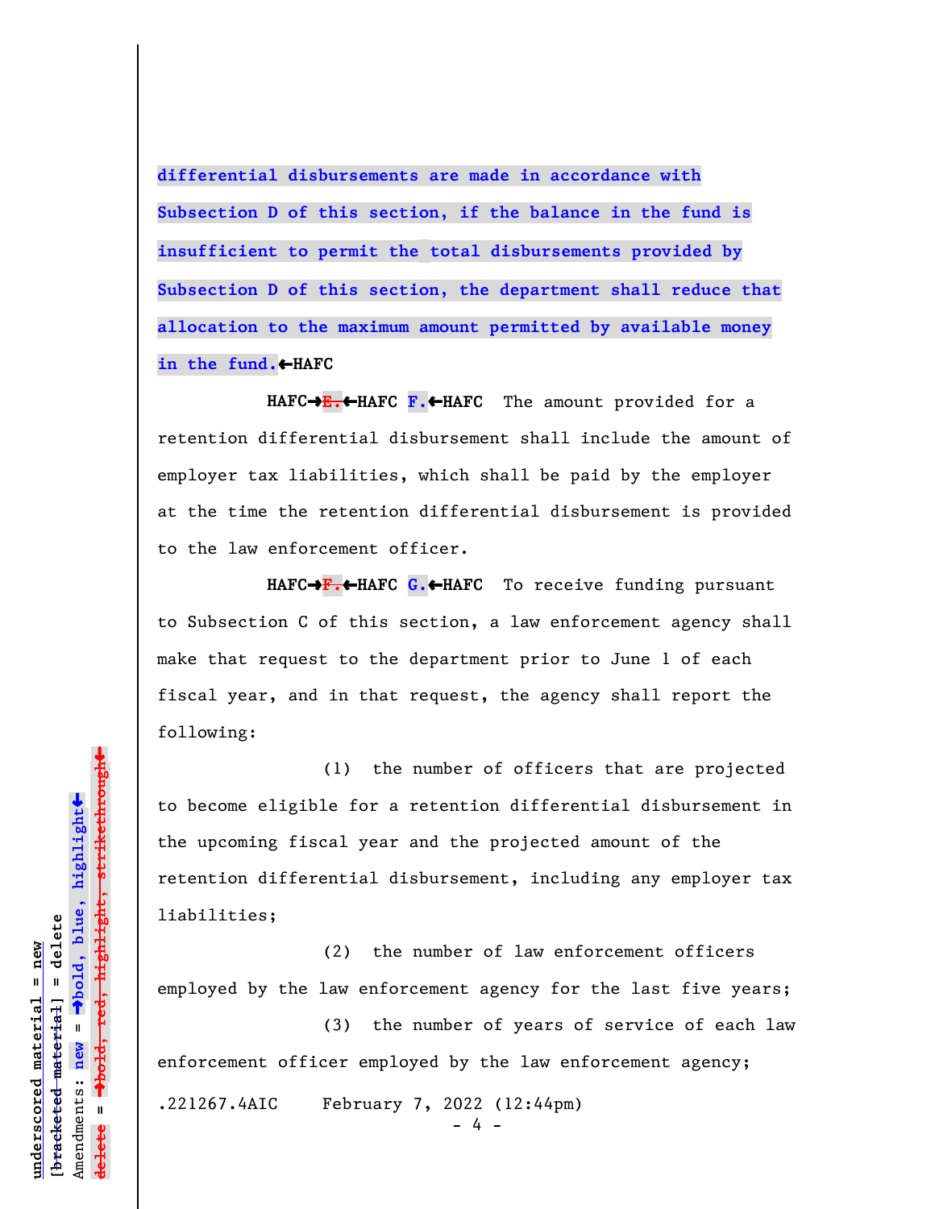differential disbursements are made in accordance with Subsection D of this section, if the balance in the fund is insufficient to permit the total disbursements provided by Subsection D of this section, the department shall reduce that allocation to the maximum amount permitted by available money in the fund.←HAFC

HAFC→~~E.~~←HAFC F.←HAFC The amount provided for a retention differential disbursement shall include the amount of employer tax liabilities, which shall be paid by the employer at the time the retention differential disbursement is provided to the law enforcement officer.

HAFC→~~F.~~←HAFC G.←HAFC To receive funding pursuant to Subsection C of this section, a law enforcement agency shall make that request to the department prior to June 1 of each fiscal year, and in that request, the agency shall report the following:

(1) the number of officers that are projected to become eligible for a retention differential disbursement in the upcoming fiscal year and the projected amount of the retention differential disbursement, including any employer tax liabilities;

(2) the number of law enforcement officers employed by the law enforcement agency for the last five years;

(3) the number of years of service of each law enforcement officer employed by the law enforcement agency;

.221267.4AIC February 7, 2022 (12:44pm)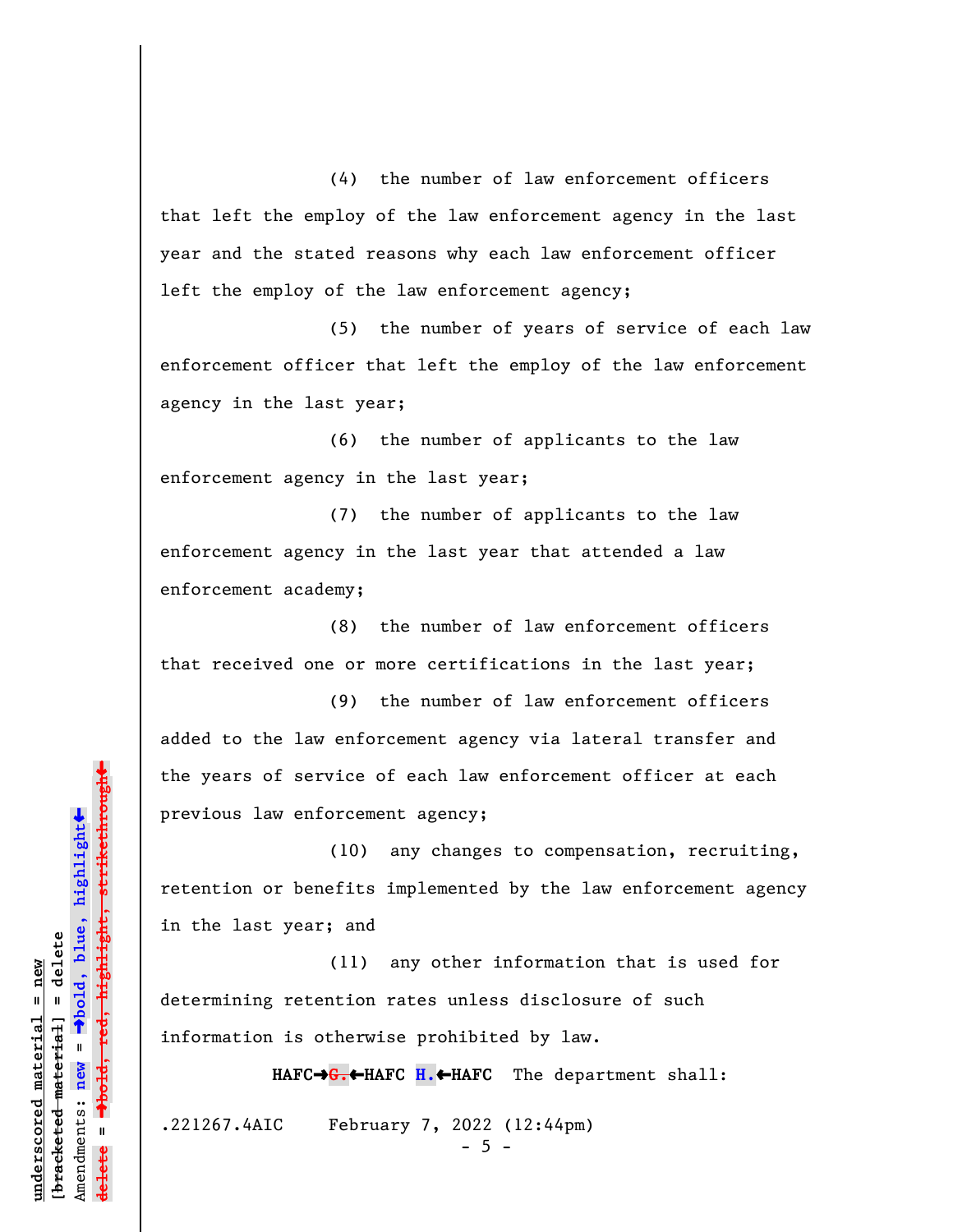(4) the number of law enforcement officers that left the employ of the law enforcement agency in the last year and the stated reasons why each law enforcement officer left the employ of the law enforcement agency;

(5) the number of years of service of each law enforcement officer that left the employ of the law enforcement agency in the last year;

(6) the number of applicants to the law enforcement agency in the last year;

(7) the number of applicants to the law enforcement agency in the last year that attended a law enforcement academy;

(8) the number of law enforcement officers that received one or more certifications in the last year;

(9) the number of law enforcement officers added to the law enforcement agency via lateral transfer and the years of service of each law enforcement officer at each previous law enforcement agency;

(10) any changes to compensation, recruiting, retention or benefits implemented by the law enforcement agency in the last year; and

(11) any other information that is used for determining retention rates unless disclosure of such information is otherwise prohibited by law.

**HAFC→**~~G.~~**←HAFC** **H.←HAFC** The department shall:

.221267.4AIC February 7, 2022 (12:44pm)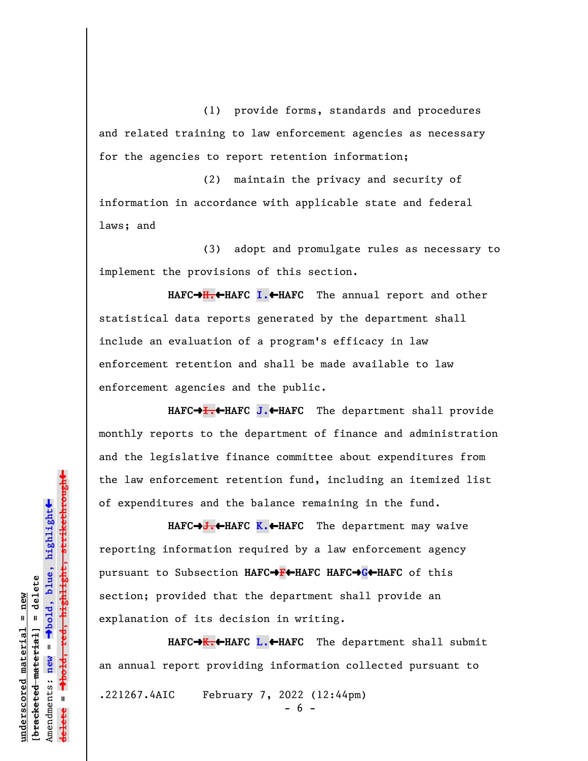(1) provide forms, standards and procedures and related training to law enforcement agencies as necessary for the agencies to report retention information;

(2) maintain the privacy and security of information in accordance with applicable state and federal laws; and

(3) adopt and promulgate rules as necessary to implement the provisions of this section.

**HAFC→**~~H.~~**←HAFC** **I.←HAFC** The annual report and other statistical data reports generated by the department shall include an evaluation of a program's efficacy in law enforcement retention and shall be made available to law enforcement agencies and the public.

**HAFC→**~~I.~~**←HAFC** **J.←HAFC** The department shall provide monthly reports to the department of finance and administration and the legislative finance committee about expenditures from the law enforcement retention fund, including an itemized list of expenditures and the balance remaining in the fund.

**HAFC→**~~J.~~**←HAFC** **K.←HAFC** The department may waive reporting information required by a law enforcement agency pursuant to Subsection **HAFC→**~~F~~**←HAFC** **HAFC→G←HAFC** of this section; provided that the department shall provide an explanation of its decision in writing.

**HAFC→**~~K.~~**←HAFC** **L.←HAFC** The department shall submit an annual report providing information collected pursuant to

.221267.4AIC February 7, 2022 (12:44pm)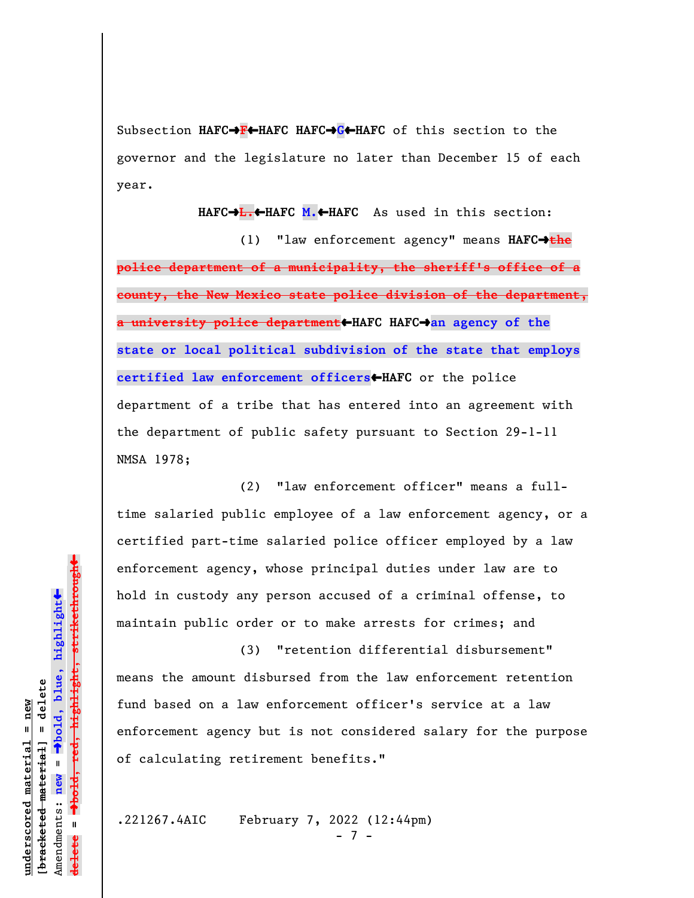Subsection **HAFC➔**~~F~~**←HAFC HAFC➔**G**←HAFC** of this section to the governor and the legislature no later than December 15 of each year.

**HAFC➔**~~L.~~**←HAFC** **M.←HAFC** As used in this section:

(1) "law enforcement agency" means **HAFC➔**~~the police department of a municipality, the sheriff's office of a county, the New Mexico state police division of the department, a university police department~~**←HAFC HAFC➔an agency of the state or local political subdivision of the state that employs certified law enforcement officers←HAFC** or the police department of a tribe that has entered into an agreement with the department of public safety pursuant to Section 29-1-11 NMSA 1978;

(2) "law enforcement officer" means a full-time salaried public employee of a law enforcement agency, or a certified part-time salaried police officer employed by a law enforcement agency, whose principal duties under law are to hold in custody any person accused of a criminal offense, to maintain public order or to make arrests for crimes; and

(3) "retention differential disbursement" means the amount disbursed from the law enforcement retention fund based on a law enforcement officer's service at a law enforcement agency but is not considered salary for the purpose of calculating retirement benefits."

.221267.4AIC February 7, 2022 (12:44pm)